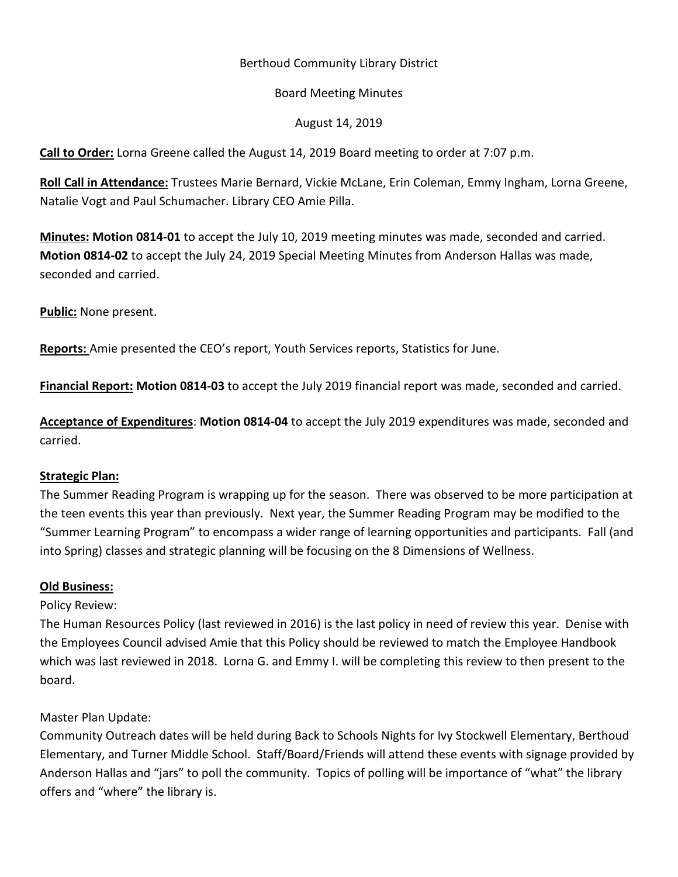Berthoud Community Library District

Board Meeting Minutes

August 14, 2019

**Call to Order:** Lorna Greene called the August 14, 2019 Board meeting to order at 7:07 p.m.

**Roll Call in Attendance:** Trustees Marie Bernard, Vickie McLane, Erin Coleman, Emmy Ingham, Lorna Greene, Natalie Vogt and Paul Schumacher. Library CEO Amie Pilla.

**Minutes:** **Motion 0814-01** to accept the July 10, 2019 meeting minutes was made, seconded and carried. **Motion 0814-02** to accept the July 24, 2019 Special Meeting Minutes from Anderson Hallas was made, seconded and carried.

**Public:** None present.

**Reports:** Amie presented the CEO's report, Youth Services reports, Statistics for June.

**Financial Report:** **Motion 0814-03** to accept the July 2019 financial report was made, seconded and carried.

**Acceptance of Expenditures**: **Motion 0814-04** to accept the July 2019 expenditures was made, seconded and carried.

**Strategic Plan:**

The Summer Reading Program is wrapping up for the season. There was observed to be more participation at the teen events this year than previously. Next year, the Summer Reading Program may be modified to the "Summer Learning Program" to encompass a wider range of learning opportunities and participants. Fall (and into Spring) classes and strategic planning will be focusing on the 8 Dimensions of Wellness.

**Old Business:**

Policy Review:

The Human Resources Policy (last reviewed in 2016) is the last policy in need of review this year. Denise with the Employees Council advised Amie that this Policy should be reviewed to match the Employee Handbook which was last reviewed in 2018. Lorna G. and Emmy I. will be completing this review to then present to the board.

Master Plan Update:

Community Outreach dates will be held during Back to Schools Nights for Ivy Stockwell Elementary, Berthoud Elementary, and Turner Middle School. Staff/Board/Friends will attend these events with signage provided by Anderson Hallas and "jars" to poll the community. Topics of polling will be importance of "what" the library offers and "where" the library is.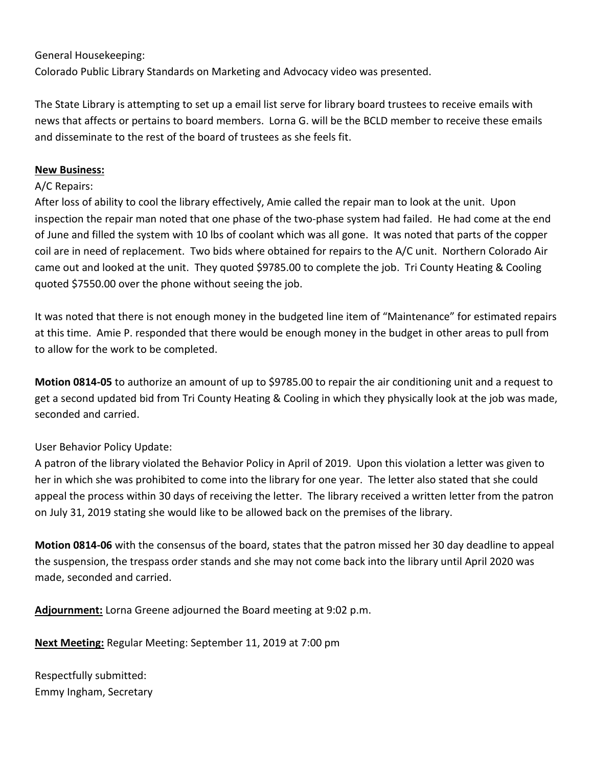General Housekeeping:

Colorado Public Library Standards on Marketing and Advocacy video was presented.

The State Library is attempting to set up a email list serve for library board trustees to receive emails with news that affects or pertains to board members. Lorna G. will be the BCLD member to receive these emails and disseminate to the rest of the board of trustees as she feels fit.

**New Business:**

A/C Repairs:

After loss of ability to cool the library effectively, Amie called the repair man to look at the unit. Upon inspection the repair man noted that one phase of the two-phase system had failed. He had come at the end of June and filled the system with 10 lbs of coolant which was all gone. It was noted that parts of the copper coil are in need of replacement. Two bids where obtained for repairs to the A/C unit. Northern Colorado Air came out and looked at the unit. They quoted $9785.00 to complete the job. Tri County Heating & Cooling quoted $7550.00 over the phone without seeing the job.

It was noted that there is not enough money in the budgeted line item of "Maintenance" for estimated repairs at this time. Amie P. responded that there would be enough money in the budget in other areas to pull from to allow for the work to be completed.

**Motion 0814-05** to authorize an amount of up to $9785.00 to repair the air conditioning unit and a request to get a second updated bid from Tri County Heating & Cooling in which they physically look at the job was made, seconded and carried.

User Behavior Policy Update:

A patron of the library violated the Behavior Policy in April of 2019. Upon this violation a letter was given to her in which she was prohibited to come into the library for one year. The letter also stated that she could appeal the process within 30 days of receiving the letter. The library received a written letter from the patron on July 31, 2019 stating she would like to be allowed back on the premises of the library.

**Motion 0814-06** with the consensus of the board, states that the patron missed her 30 day deadline to appeal the suspension, the trespass order stands and she may not come back into the library until April 2020 was made, seconded and carried.

**Adjournment:** Lorna Greene adjourned the Board meeting at 9:02 p.m.

**Next Meeting:** Regular Meeting: September 11, 2019 at 7:00 pm

Respectfully submitted:

Emmy Ingham, Secretary